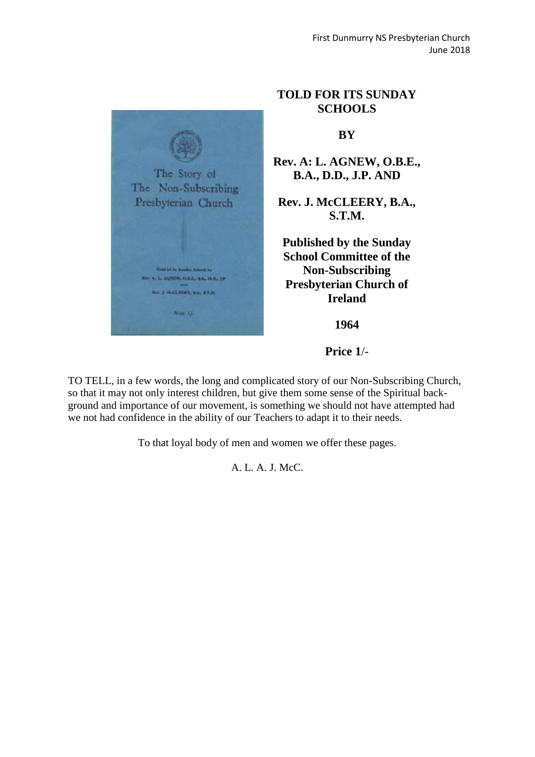**TOLD FOR ITS SUNDAY SCHOOLS**

**BY**

**Rev. A: L. AGNEW, O.B.E., B.A., D.D., J.P. AND**

**Rev. J. McCLEERY, B.A., S.T.M.**

**Published by the Sunday School Committee of the Non-Subscribing Presbyterian Church of Ireland**

**1964**

**Price 1/-**

TO TELL, in a few words, the long and complicated story of our Non-Subscribing Church, so that it may not only interest children, but give them some sense of the Spiritual back-ground and importance of our movement, is something we should not have attempted had we not had confidence in the ability of our Teachers to adapt it to their needs.

To that loyal body of men and women we offer these pages.

A. L. A. J. McC.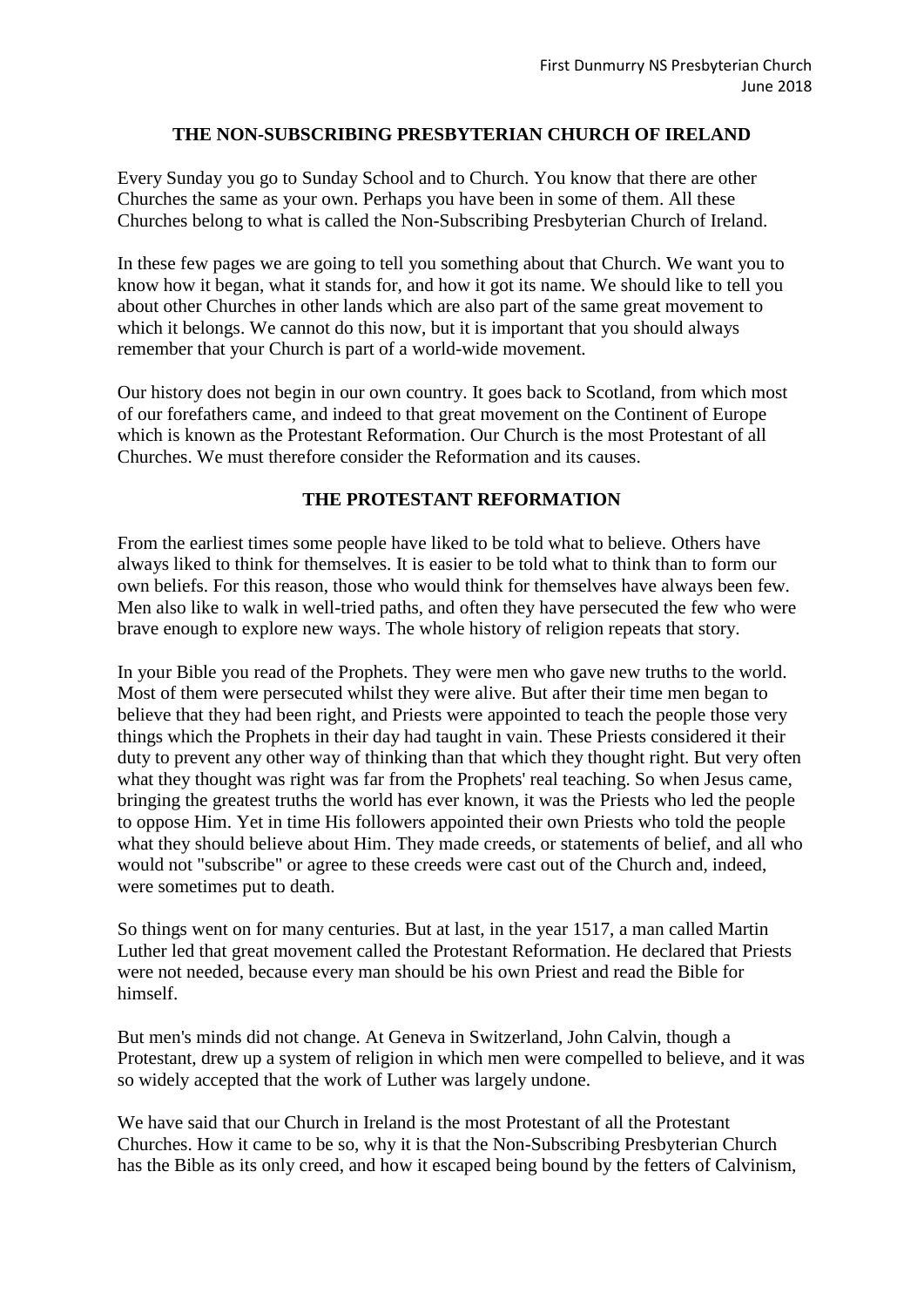## THE NON-SUBSCRIBING PRESBYTERIAN CHURCH OF IRELAND

Every Sunday you go to Sunday School and to Church. You know that there are other Churches the same as your own. Perhaps you have been in some of them. All these Churches belong to what is called the Non-Subscribing Presbyterian Church of Ireland.

In these few pages we are going to tell you something about that Church. We want you to know how it began, what it stands for, and how it got its name. We should like to tell you about other Churches in other lands which are also part of the same great movement to which it belongs. We cannot do this now, but it is important that you should always remember that your Church is part of a world-wide movement.

Our history does not begin in our own country. It goes back to Scotland, from which most of our forefathers came, and indeed to that great movement on the Continent of Europe which is known as the Protestant Reformation. Our Church is the most Protestant of all Churches. We must therefore consider the Reformation and its causes.

## THE PROTESTANT REFORMATION

From the earliest times some people have liked to be told what to believe. Others have always liked to think for themselves. It is easier to be told what to think than to form our own beliefs. For this reason, those who would think for themselves have always been few. Men also like to walk in well-tried paths, and often they have persecuted the few who were brave enough to explore new ways. The whole history of religion repeats that story.

In your Bible you read of the Prophets. They were men who gave new truths to the world. Most of them were persecuted whilst they were alive. But after their time men began to believe that they had been right, and Priests were appointed to teach the people those very things which the Prophets in their day had taught in vain. These Priests considered it their duty to prevent any other way of thinking than that which they thought right. But very often what they thought was right was far from the Prophets' real teaching. So when Jesus came, bringing the greatest truths the world has ever known, it was the Priests who led the people to oppose Him. Yet in time His followers appointed their own Priests who told the people what they should believe about Him. They made creeds, or statements of belief, and all who would not "subscribe" or agree to these creeds were cast out of the Church and, indeed, were sometimes put to death.

So things went on for many centuries. But at last, in the year 1517, a man called Martin Luther led that great movement called the Protestant Reformation. He declared that Priests were not needed, because every man should be his own Priest and read the Bible for himself.

But men's minds did not change. At Geneva in Switzerland, John Calvin, though a Protestant, drew up a system of religion in which men were compelled to believe, and it was so widely accepted that the work of Luther was largely undone.

We have said that our Church in Ireland is the most Protestant of all the Protestant Churches. How it came to be so, why it is that the Non-Subscribing Presbyterian Church has the Bible as its only creed, and how it escaped being bound by the fetters of Calvinism,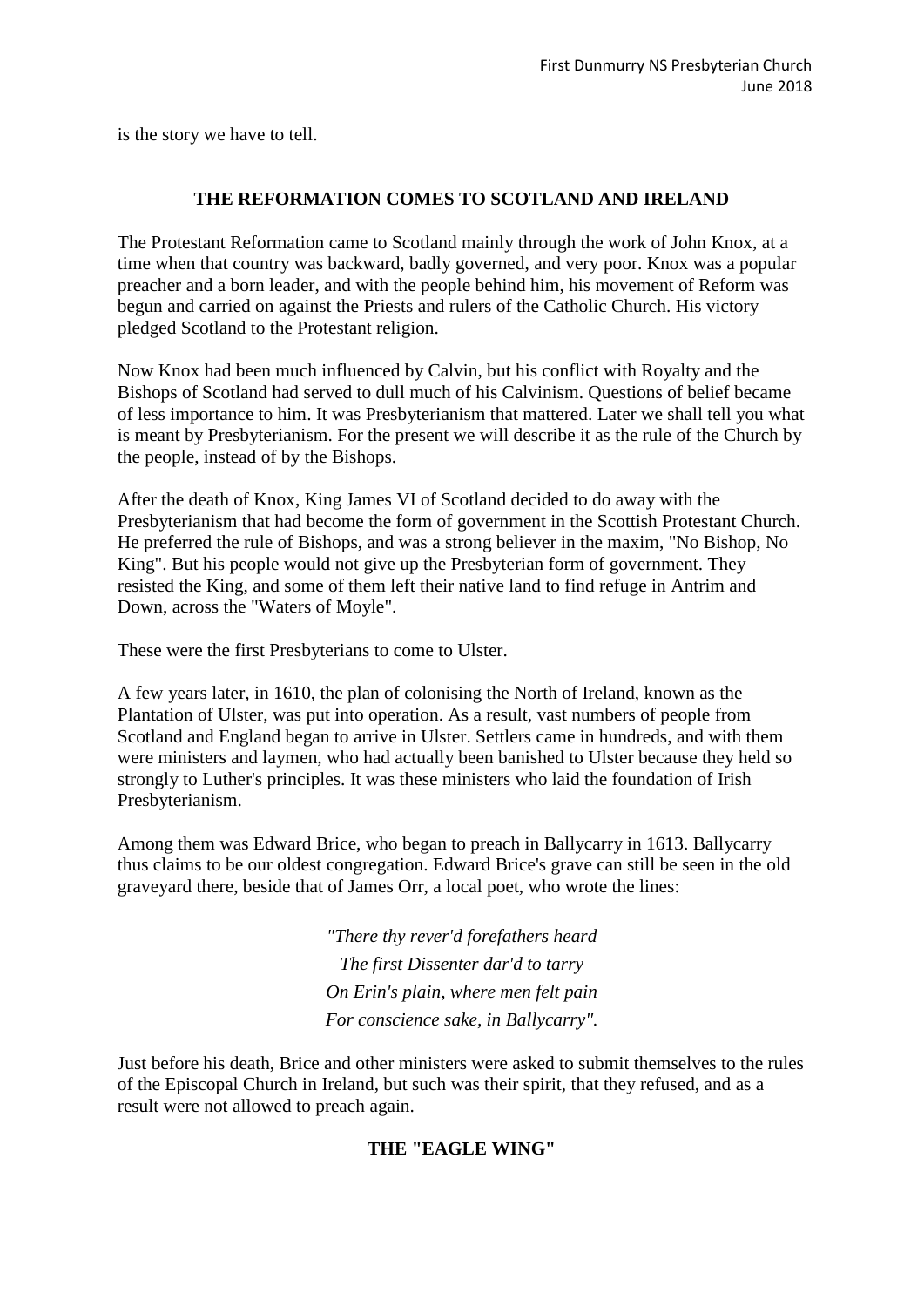is the story we have to tell.

## THE REFORMATION COMES TO SCOTLAND AND IRELAND

The Protestant Reformation came to Scotland mainly through the work of John Knox, at a time when that country was backward, badly governed, and very poor. Knox was a popular preacher and a born leader, and with the people behind him, his movement of Reform was begun and carried on against the Priests and rulers of the Catholic Church. His victory pledged Scotland to the Protestant religion.

Now Knox had been much influenced by Calvin, but his conflict with Royalty and the Bishops of Scotland had served to dull much of his Calvinism. Questions of belief became of less importance to him. It was Presbyterianism that mattered. Later we shall tell you what is meant by Presbyterianism. For the present we will describe it as the rule of the Church by the people, instead of by the Bishops.

After the death of Knox, King James VI of Scotland decided to do away with the Presbyterianism that had become the form of government in the Scottish Protestant Church. He preferred the rule of Bishops, and was a strong believer in the maxim, "No Bishop, No King". But his people would not give up the Presbyterian form of government. They resisted the King, and some of them left their native land to find refuge in Antrim and Down, across the "Waters of Moyle".

These were the first Presbyterians to come to Ulster.

A few years later, in 1610, the plan of colonising the North of Ireland, known as the Plantation of Ulster, was put into operation. As a result, vast numbers of people from Scotland and England began to arrive in Ulster. Settlers came in hundreds, and with them were ministers and laymen, who had actually been banished to Ulster because they held so strongly to Luther's principles. It was these ministers who laid the foundation of Irish Presbyterianism.

Among them was Edward Brice, who began to preach in Ballycarry in 1613. Ballycarry thus claims to be our oldest congregation. Edward Brice's grave can still be seen in the old graveyard there, beside that of James Orr, a local poet, who wrote the lines:

*"There thy rever'd forefathers heard*
*The first Dissenter dar'd to tarry*
*On Erin's plain, where men felt pain*
*For conscience sake, in Ballycarry".*

Just before his death, Brice and other ministers were asked to submit themselves to the rules of the Episcopal Church in Ireland, but such was their spirit, that they refused, and as a result were not allowed to preach again.

## THE "EAGLE WING"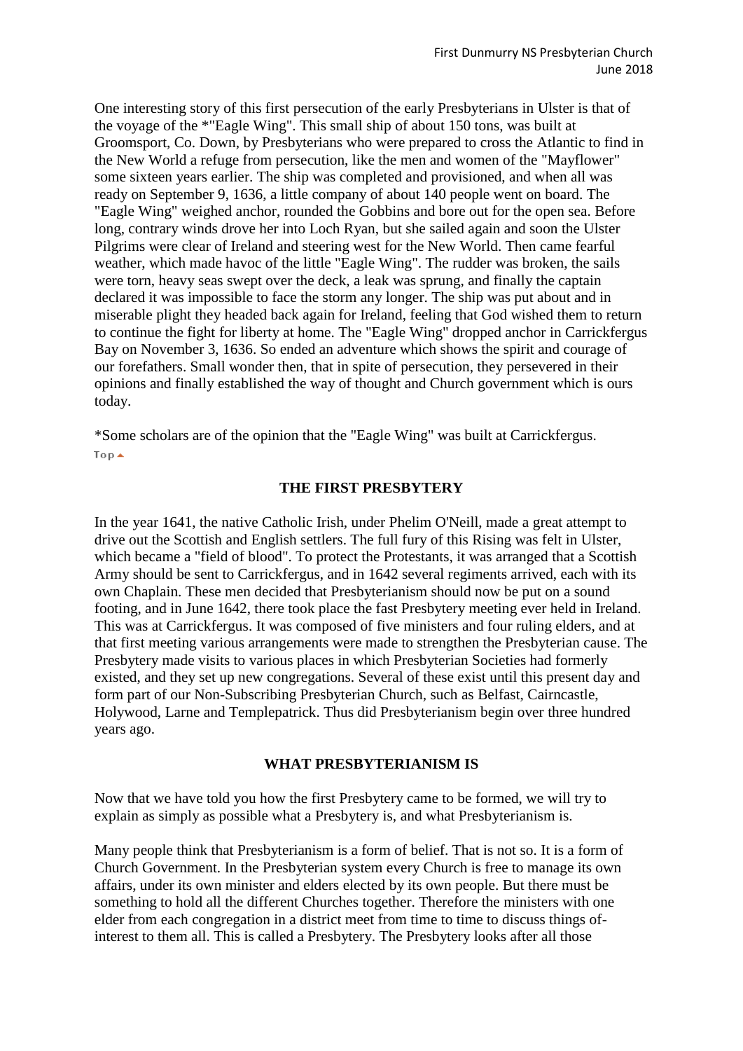One interesting story of this first persecution of the early Presbyterians in Ulster is that of the voyage of the *"Eagle Wing". This small ship of about 150 tons, was built at Groomsport, Co. Down, by Presbyterians who were prepared to cross the Atlantic to find in the New World a refuge from persecution, like the men and women of the "Mayflower" some sixteen years earlier. The ship was completed and provisioned, and when all was ready on September 9, 1636, a little company of about 140 people went on board. The "Eagle Wing" weighed anchor, rounded the Gobbins and bore out for the open sea. Before long, contrary winds drove her into Loch Ryan, but she sailed again and soon the Ulster Pilgrims were clear of Ireland and steering west for the New World. Then came fearful weather, which made havoc of the little "Eagle Wing". The rudder was broken, the sails were torn, heavy seas swept over the deck, a leak was sprung, and finally the captain declared it was impossible to face the storm any longer. The ship was put about and in miserable plight they headed back again for Ireland, feeling that God wished them to return to continue the fight for liberty at home. The "Eagle Wing" dropped anchor in Carrickfergus Bay on November 3, 1636. So ended an adventure which shows the spirit and courage of our forefathers. Small wonder then, that in spite of persecution, they persevered in their opinions and finally established the way of thought and Church government which is ours today.

*Some scholars are of the opinion that the "Eagle Wing" was built at Carrickfergus.

Top

## THE FIRST PRESBYTERY

In the year 1641, the native Catholic Irish, under Phelim O'Neill, made a great attempt to drive out the Scottish and English settlers. The full fury of this Rising was felt in Ulster, which became a "field of blood". To protect the Protestants, it was arranged that a Scottish Army should be sent to Carrickfergus, and in 1642 several regiments arrived, each with its own Chaplain. These men decided that Presbyterianism should now be put on a sound footing, and in June 1642, there took place the fast Presbytery meeting ever held in Ireland. This was at Carrickfergus. It was composed of five ministers and four ruling elders, and at that first meeting various arrangements were made to strengthen the Presbyterian cause. The Presbytery made visits to various places in which Presbyterian Societies had formerly existed, and they set up new congregations. Several of these exist until this present day and form part of our Non-Subscribing Presbyterian Church, such as Belfast, Cairncastle, Holywood, Larne and Templepatrick. Thus did Presbyterianism begin over three hundred years ago.

## WHAT PRESBYTERIANISM IS

Now that we have told you how the first Presbytery came to be formed, we will try to explain as simply as possible what a Presbytery is, and what Presbyterianism is.

Many people think that Presbyterianism is a form of belief. That is not so. It is a form of Church Government. In the Presbyterian system every Church is free to manage its own affairs, under its own minister and elders elected by its own people. But there must be something to hold all the different Churches together. Therefore the ministers with one elder from each congregation in a district meet from time to time to discuss things of-interest to them all. This is called a Presbytery. The Presbytery looks after all those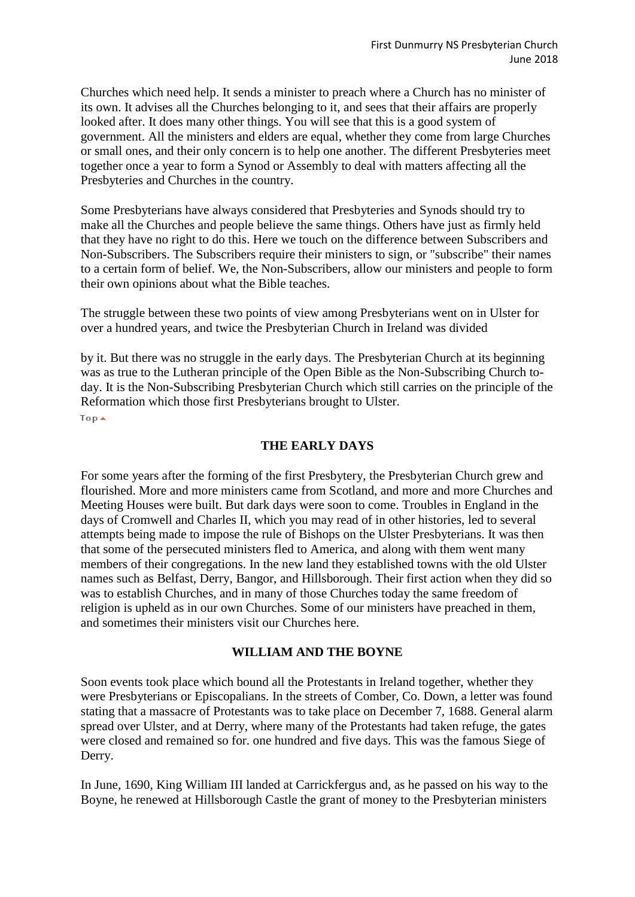Churches which need help. It sends a minister to preach where a Church has no minister of its own. It advises all the Churches belonging to it, and sees that their affairs are properly looked after. It does many other things. You will see that this is a good system of government. All the ministers and elders are equal, whether they come from large Churches or small ones, and their only concern is to help one another. The different Presbyteries meet together once a year to form a Synod or Assembly to deal with matters affecting all the Presbyteries and Churches in the country.

Some Presbyterians have always considered that Presbyteries and Synods should try to make all the Churches and people believe the same things. Others have just as firmly held that they have no right to do this. Here we touch on the difference between Subscribers and Non-Subscribers. The Subscribers require their ministers to sign, or "subscribe" their names to a certain form of belief. We, the Non-Subscribers, allow our ministers and people to form their own opinions about what the Bible teaches.

The struggle between these two points of view among Presbyterians went on in Ulster for over a hundred years, and twice the Presbyterian Church in Ireland was divided

by it. But there was no struggle in the early days. The Presbyterian Church at its beginning was as true to the Lutheran principle of the Open Bible as the Non-Subscribing Church to-day. It is the Non-Subscribing Presbyterian Church which still carries on the principle of the Reformation which those first Presbyterians brought to Ulster.

Top

## THE EARLY DAYS

For some years after the forming of the first Presbytery, the Presbyterian Church grew and flourished. More and more ministers came from Scotland, and more and more Churches and Meeting Houses were built. But dark days were soon to come. Troubles in England in the days of Cromwell and Charles II, which you may read of in other histories, led to several attempts being made to impose the rule of Bishops on the Ulster Presbyterians. It was then that some of the persecuted ministers fled to America, and along with them went many members of their congregations. In the new land they established towns with the old Ulster names such as Belfast, Derry, Bangor, and Hillsborough. Their first action when they did so was to establish Churches, and in many of those Churches today the same freedom of religion is upheld as in our own Churches. Some of our ministers have preached in them, and sometimes their ministers visit our Churches here.

## WILLIAM AND THE BOYNE

Soon events took place which bound all the Protestants in Ireland together, whether they were Presbyterians or Episcopalians. In the streets of Comber, Co. Down, a letter was found stating that a massacre of Protestants was to take place on December 7, 1688. General alarm spread over Ulster, and at Derry, where many of the Protestants had taken refuge, the gates were closed and remained so for. one hundred and five days. This was the famous Siege of Derry.

In June, 1690, King William III landed at Carrickfergus and, as he passed on his way to the Boyne, he renewed at Hillsborough Castle the grant of money to the Presbyterian ministers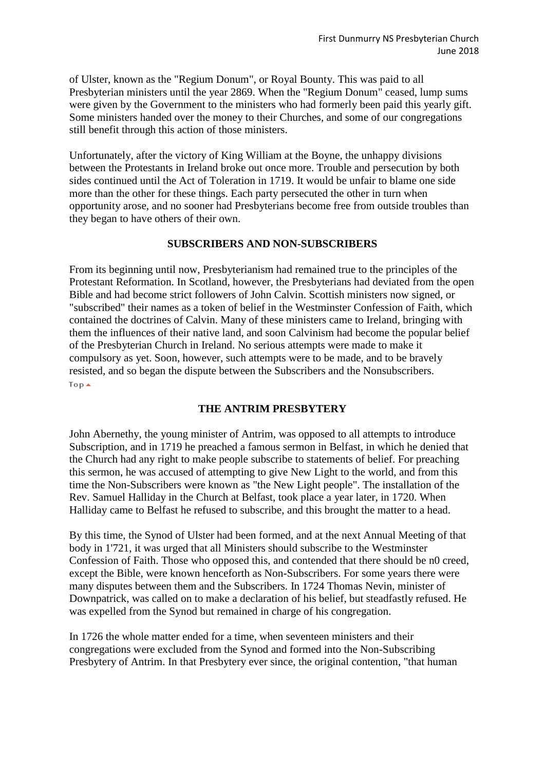of Ulster, known as the "Regium Donum", or Royal Bounty. This was paid to all Presbyterian ministers until the year 2869. When the "Regium Donum" ceased, lump sums were given by the Government to the ministers who had formerly been paid this yearly gift. Some ministers handed over the money to their Churches, and some of our congregations still benefit through this action of those ministers.

Unfortunately, after the victory of King William at the Boyne, the unhappy divisions between the Protestants in Ireland broke out once more. Trouble and persecution by both sides continued until the Act of Toleration in 1719. It would be unfair to blame one side more than the other for these things. Each party persecuted the other in turn when opportunity arose, and no sooner had Presbyterians become free from outside troubles than they began to have others of their own.

## SUBSCRIBERS AND NON-SUBSCRIBERS

From its beginning until now, Presbyterianism had remained true to the principles of the Protestant Reformation. In Scotland, however, the Presbyterians had deviated from the open Bible and had become strict followers of John Calvin. Scottish ministers now signed, or "subscribed" their names as a token of belief in the Westminster Confession of Faith, which contained the doctrines of Calvin. Many of these ministers came to Ireland, bringing with them the influences of their native land, and soon Calvinism had become the popular belief of the Presbyterian Church in Ireland. No serious attempts were made to make it compulsory as yet. Soon, however, such attempts were to be made, and to be bravely resisted, and so began the dispute between the Subscribers and the Nonsubscribers.

Top ▲

## THE ANTRIM PRESBYTERY

John Abernethy, the young minister of Antrim, was opposed to all attempts to introduce Subscription, and in 1719 he preached a famous sermon in Belfast, in which he denied that the Church had any right to make people subscribe to statements of belief. For preaching this sermon, he was accused of attempting to give New Light to the world, and from this time the Non-Subscribers were known as "the New Light people". The installation of the Rev. Samuel Halliday in the Church at Belfast, took place a year later, in 1720. When Halliday came to Belfast he refused to subscribe, and this brought the matter to a head.

By this time, the Synod of Ulster had been formed, and at the next Annual Meeting of that body in 1'721, it was urged that all Ministers should subscribe to the Westminster Confession of Faith. Those who opposed this, and contended that there should be n0 creed, except the Bible, were known henceforth as Non-Subscribers. For some years there were many disputes between them and the Subscribers. In 1724 Thomas Nevin, minister of Downpatrick, was called on to make a declaration of his belief, but steadfastly refused. He was expelled from the Synod but remained in charge of his congregation.

In 1726 the whole matter ended for a time, when seventeen ministers and their congregations were excluded from the Synod and formed into the Non-Subscribing Presbytery of Antrim. In that Presbytery ever since, the original contention, "that human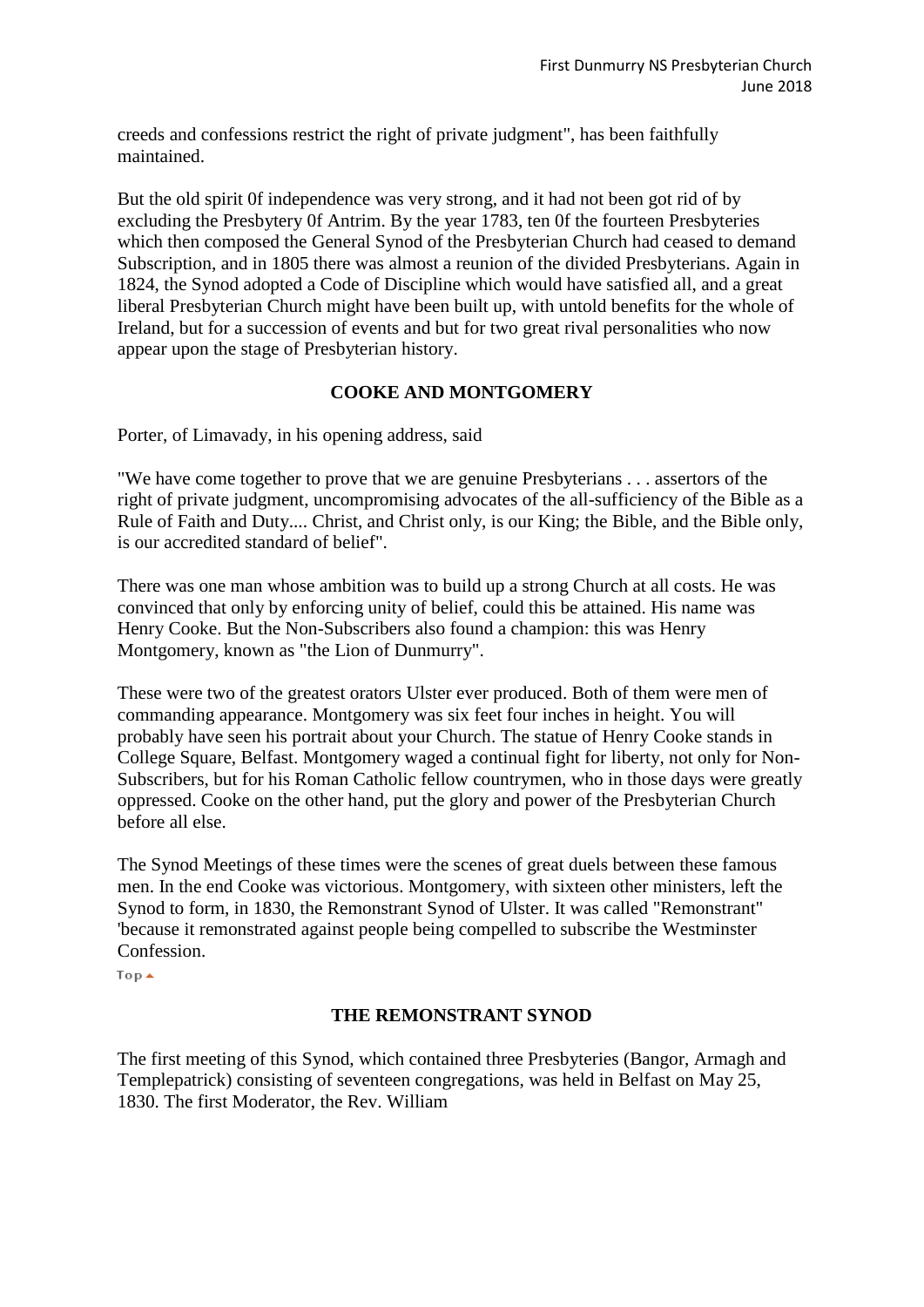creeds and confessions restrict the right of private judgment", has been faithfully maintained.

But the old spirit 0f independence was very strong, and it had not been got rid of by excluding the Presbytery 0f Antrim. By the year 1783, ten 0f the fourteen Presbyteries which then composed the General Synod of the Presbyterian Church had ceased to demand Subscription, and in 1805 there was almost a reunion of the divided Presbyterians. Again in 1824, the Synod adopted a Code of Discipline which would have satisfied all, and a great liberal Presbyterian Church might have been built up, with untold benefits for the whole of Ireland, but for a succession of events and but for two great rival personalities who now appear upon the stage of Presbyterian history.

## COOKE AND MONTGOMERY

Porter, of Limavady, in his opening address, said

"We have come together to prove that we are genuine Presbyterians . . . assertors of the right of private judgment, uncompromising advocates of the all-sufficiency of the Bible as a Rule of Faith and Duty.... Christ, and Christ only, is our King; the Bible, and the Bible only, is our accredited standard of belief".

There was one man whose ambition was to build up a strong Church at all costs. He was convinced that only by enforcing unity of belief, could this be attained. His name was Henry Cooke. But the Non-Subscribers also found a champion: this was Henry Montgomery, known as "the Lion of Dunmurry".

These were two of the greatest orators Ulster ever produced. Both of them were men of commanding appearance. Montgomery was six feet four inches in height. You will probably have seen his portrait about your Church. The statue of Henry Cooke stands in College Square, Belfast. Montgomery waged a continual fight for liberty, not only for Non-Subscribers, but for his Roman Catholic fellow countrymen, who in those days were greatly oppressed. Cooke on the other hand, put the glory and power of the Presbyterian Church before all else.

The Synod Meetings of these times were the scenes of great duels between these famous men. In the end Cooke was victorious. Montgomery, with sixteen other ministers, left the Synod to form, in 1830, the Remonstrant Synod of Ulster. It was called "Remonstrant" 'because it remonstrated against people being compelled to subscribe the Westminster Confession.

Top

## THE REMONSTRANT SYNOD

The first meeting of this Synod, which contained three Presbyteries (Bangor, Armagh and Templepatrick) consisting of seventeen congregations, was held in Belfast on May 25, 1830. The first Moderator, the Rev. William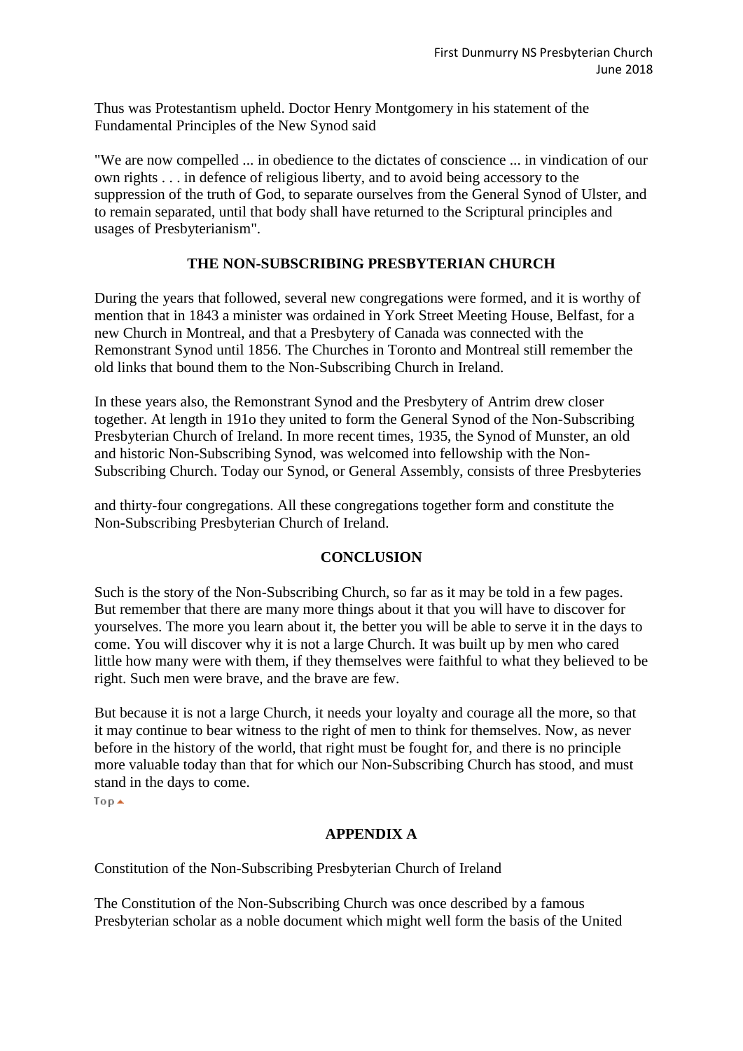Thus was Protestantism upheld. Doctor Henry Montgomery in his statement of the Fundamental Principles of the New Synod said

"We are now compelled ... in obedience to the dictates of conscience ... in vindication of our own rights . . . in defence of religious liberty, and to avoid being accessory to the suppression of the truth of God, to separate ourselves from the General Synod of Ulster, and to remain separated, until that body shall have returned to the Scriptural principles and usages of Presbyterianism".

## THE NON-SUBSCRIBING PRESBYTERIAN CHURCH

During the years that followed, several new congregations were formed, and it is worthy of mention that in 1843 a minister was ordained in York Street Meeting House, Belfast, for a new Church in Montreal, and that a Presbytery of Canada was connected with the Remonstrant Synod until 1856. The Churches in Toronto and Montreal still remember the old links that bound them to the Non-Subscribing Church in Ireland.

In these years also, the Remonstrant Synod and the Presbytery of Antrim drew closer together. At length in 191o they united to form the General Synod of the Non-Subscribing Presbyterian Church of Ireland. In more recent times, 1935, the Synod of Munster, an old and historic Non-Subscribing Synod, was welcomed into fellowship with the Non-Subscribing Church. Today our Synod, or General Assembly, consists of three Presbyteries and thirty-four congregations. All these congregations together form and constitute the Non-Subscribing Presbyterian Church of Ireland.

## CONCLUSION

Such is the story of the Non-Subscribing Church, so far as it may be told in a few pages. But remember that there are many more things about it that you will have to discover for yourselves. The more you learn about it, the better you will be able to serve it in the days to come. You will discover why it is not a large Church. It was built up by men who cared little how many were with them, if they themselves were faithful to what they believed to be right. Such men were brave, and the brave are few.

But because it is not a large Church, it needs your loyalty and courage all the more, so that it may continue to bear witness to the right of men to think for themselves. Now, as never before in the history of the world, that right must be fought for, and there is no principle more valuable today than that for which our Non-Subscribing Church has stood, and must stand in the days to come.

Top ▲

## APPENDIX A

Constitution of the Non-Subscribing Presbyterian Church of Ireland

The Constitution of the Non-Subscribing Church was once described by a famous Presbyterian scholar as a noble document which might well form the basis of the United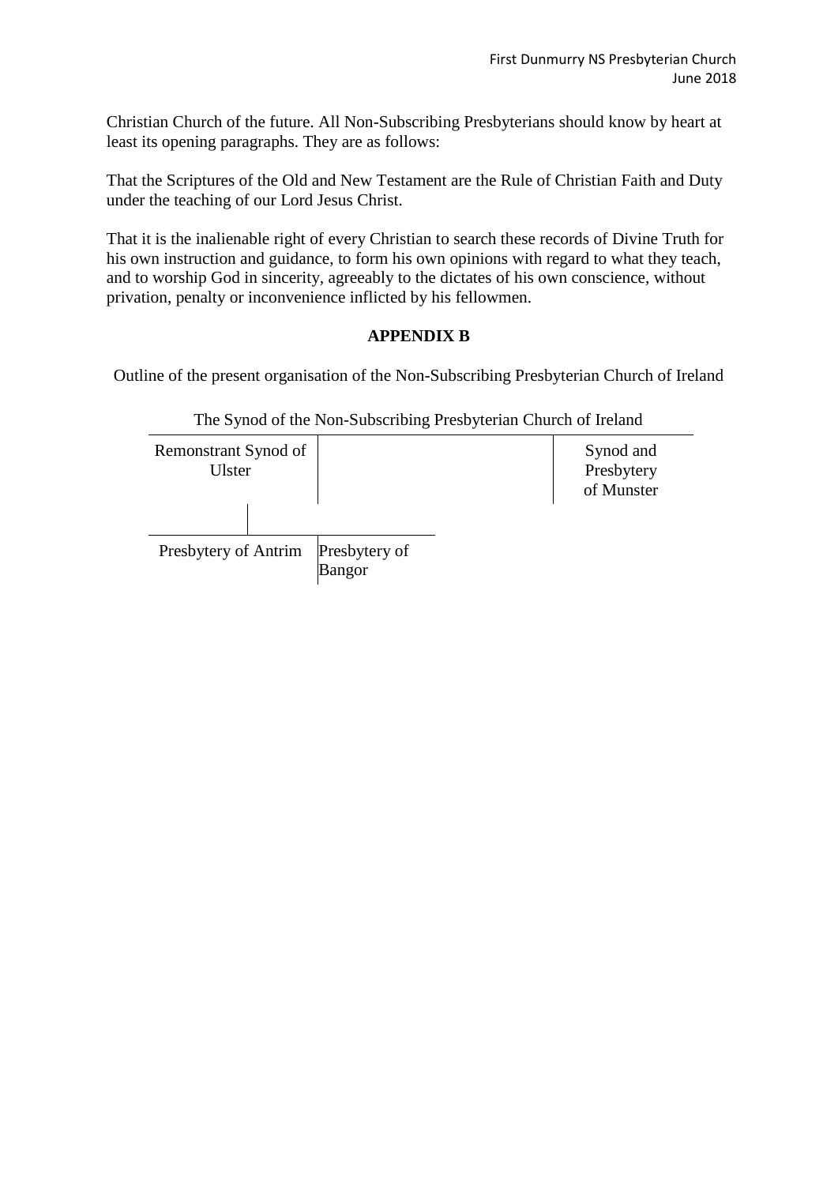Christian Church of the future. All Non-Subscribing Presbyterians should know by heart at least its opening paragraphs. They are as follows:

That the Scriptures of the Old and New Testament are the Rule of Christian Faith and Duty under the teaching of our Lord Jesus Christ.

That it is the inalienable right of every Christian to search these records of Divine Truth for his own instruction and guidance, to form his own opinions with regard to what they teach, and to worship God in sincerity, agreeably to the dictates of his own conscience, without privation, penalty or inconvenience inflicted by his fellowmen.

## APPENDIX B

Outline of the present organisation of the Non-Subscribing Presbyterian Church of Ireland

The Synod of the Non-Subscribing Presbyterian Church of Ireland

Remonstrant Synod of Ulster

Synod and Presbytery of Munster

Presbytery of Antrim

Presbytery of Bangor